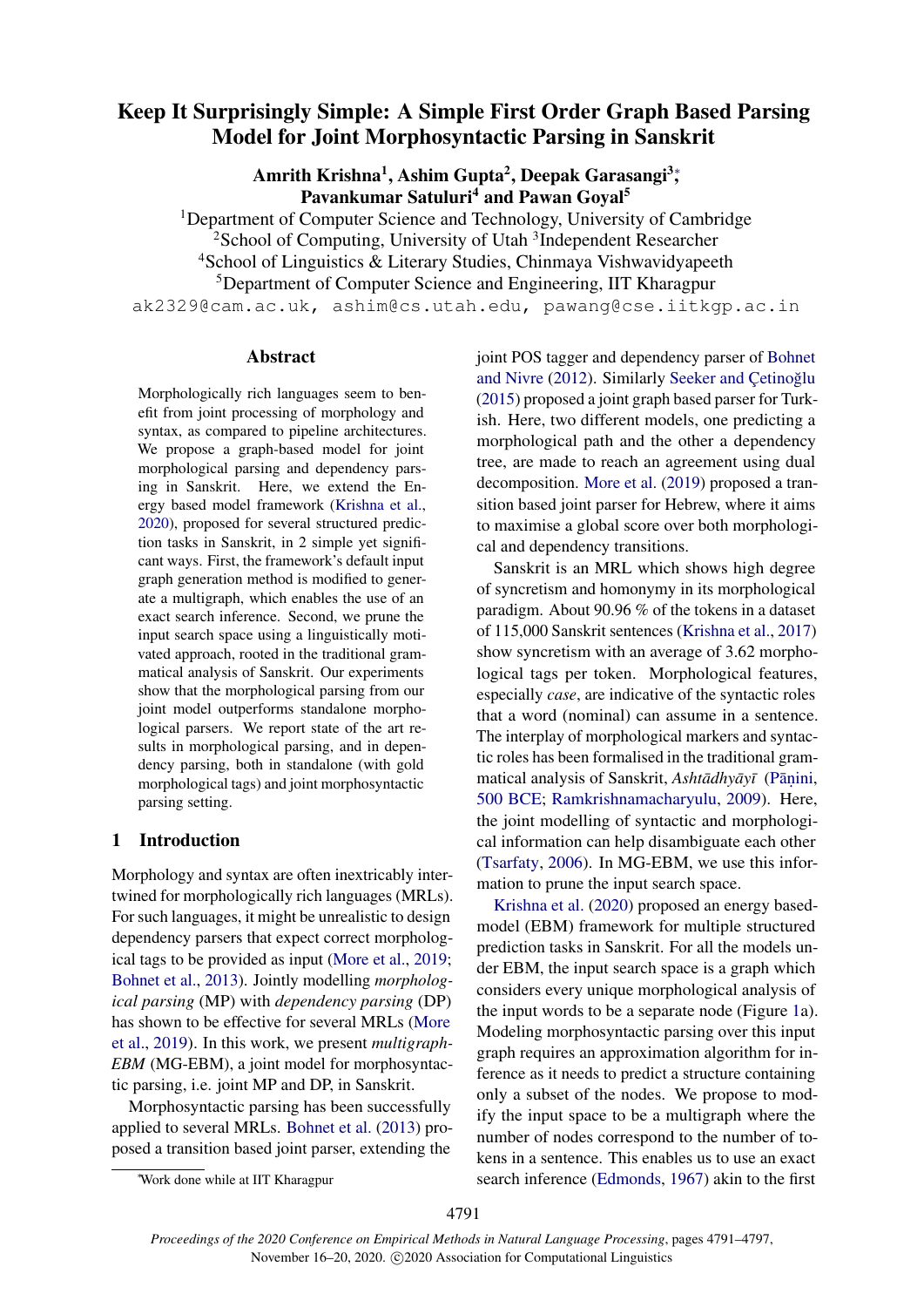# Keep It Surprisingly Simple: A Simple First Order Graph Based Parsing Model for Joint Morphosyntactic Parsing in Sanskrit

**Amrith Krishna[1], Ashim Gupta[2], Deepak Garasangi[3]*, Pavankumar Satuluri[4] and Pawan Goyal[5]**

[1]Department of Computer Science and Technology, University of Cambridge
[2]School of Computing, University of Utah [3]Independent Researcher
[4]School of Linguistics & Literary Studies, Chinmaya Vishwavidyapeeth
[5]Department of Computer Science and Engineering, IIT Kharagpur

ak2329@cam.ac.uk, ashim@cs.utah.edu, pawang@cse.iitkgp.ac.in

## Abstract

Morphologically rich languages seem to benefit from joint processing of morphology and syntax, as compared to pipeline architectures. We propose a graph-based model for joint morphological parsing and dependency parsing in Sanskrit. Here, we extend the Energy based model framework (Krishna et al., 2020), proposed for several structured prediction tasks in Sanskrit, in 2 simple yet significant ways. First, the framework's default input graph generation method is modified to generate a multigraph, which enables the use of an exact search inference. Second, we prune the input search space using a linguistically motivated approach, rooted in the traditional grammatical analysis of Sanskrit. Our experiments show that the morphological parsing from our joint model outperforms standalone morphological parsers. We report state of the art results in morphological parsing, and in dependency parsing, both in standalone (with gold morphological tags) and joint morphosyntactic parsing setting.

## 1 Introduction

Morphology and syntax are often inextricably intertwined for morphologically rich languages (MRLs). For such languages, it might be unrealistic to design dependency parsers that expect correct morphological tags to be provided as input (More et al., 2019; Bohnet et al., 2013). Jointly modelling *morphological parsing* (MP) with *dependency parsing* (DP) has shown to be effective for several MRLs (More et al., 2019). In this work, we present *multigraph-EBM* (MG-EBM), a joint model for morphosyntactic parsing, i.e. joint MP and DP, in Sanskrit.

Morphosyntactic parsing has been successfully applied to several MRLs. Bohnet et al. (2013) proposed a transition based joint parser, extending the joint POS tagger and dependency parser of Bohnet and Nivre (2012). Similarly Seeker and Çetinoğlu (2015) proposed a joint graph based parser for Turkish. Here, two different models, one predicting a morphological path and the other a dependency tree, are made to reach an agreement using dual decomposition. More et al. (2019) proposed a transition based joint parser for Hebrew, where it aims to maximise a global score over both morphological and dependency transitions.

Sanskrit is an MRL which shows high degree of syncretism and homonymy in its morphological paradigm. About 90.96 % of the tokens in a dataset of 115,000 Sanskrit sentences (Krishna et al., 2017) show syncretism with an average of 3.62 morphological tags per token. Morphological features, especially *case*, are indicative of the syntactic roles that a word (nominal) can assume in a sentence. The interplay of morphological markers and syntactic roles has been formalised in the traditional grammatical analysis of Sanskrit, *Ashtādhyāyī* (Pāṇini, 500 BCE; Ramkrishnamacharyulu, 2009). Here, the joint modelling of syntactic and morphological information can help disambiguate each other (Tsarfaty, 2006). In MG-EBM, we use this information to prune the input search space.

Krishna et al. (2020) proposed an energy based-model (EBM) framework for multiple structured prediction tasks in Sanskrit. For all the models under EBM, the input search space is a graph which considers every unique morphological analysis of the input words to be a separate node (Figure 1a). Modeling morphosyntactic parsing over this input graph requires an approximation algorithm for inference as it needs to predict a structure containing only a subset of the nodes. We propose to modify the input space to be a multigraph where the number of nodes correspond to the number of tokens in a sentence. This enables us to use an exact search inference (Edmonds, 1967) akin to the first

*Work done while at IIT Kharagpur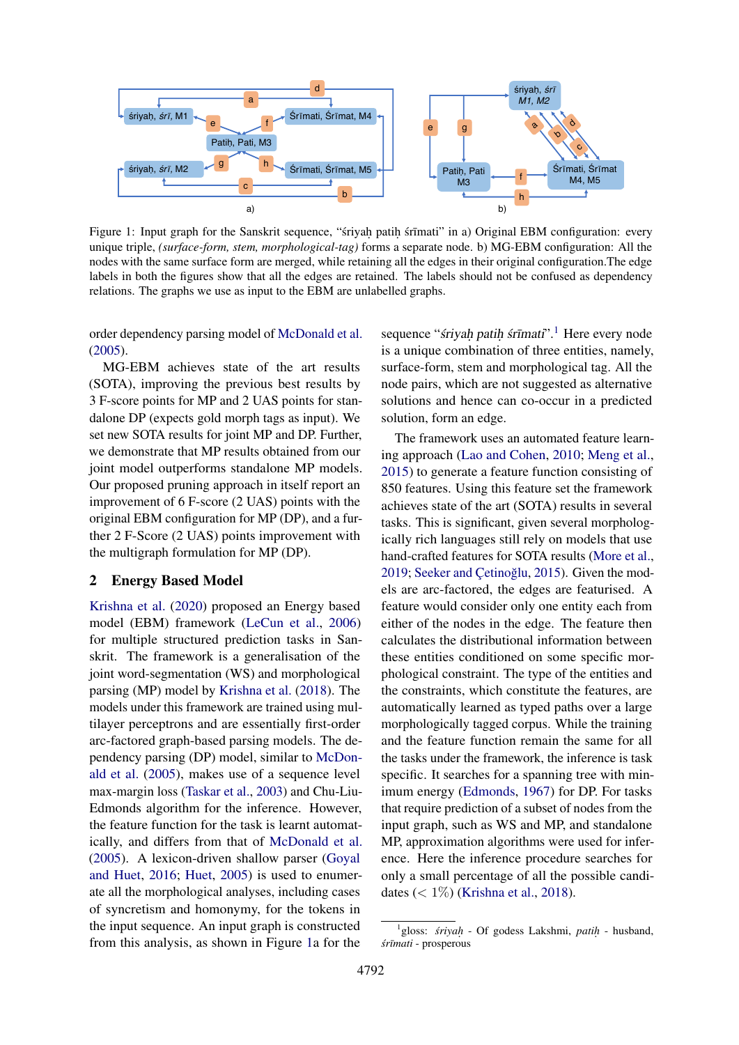Figure 1: Input graph for the Sanskrit sequence, "śriyaḥ patiḥ śrīmati" in a) Original EBM configuration: every unique triple, *(surface-form, stem, morphological-tag)* forms a separate node. b) MG-EBM configuration: All the nodes with the same surface form are merged, while retaining all the edges in their original configuration.The edge labels in both the figures show that all the edges are retained. The labels should not be confused as dependency relations. The graphs we use as input to the EBM are unlabelled graphs.

order dependency parsing model of McDonald et al. (2005).

MG-EBM achieves state of the art results (SOTA), improving the previous best results by 3 F-score points for MP and 2 UAS points for standalone DP (expects gold morph tags as input). We set new SOTA results for joint MP and DP. Further, we demonstrate that MP results obtained from our joint model outperforms standalone MP models. Our proposed pruning approach in itself report an improvement of 6 F-score (2 UAS) points with the original EBM configuration for MP (DP), and a further 2 F-Score (2 UAS) points improvement with the multigraph formulation for MP (DP).

## 2 Energy Based Model

Krishna et al. (2020) proposed an Energy based model (EBM) framework (LeCun et al., 2006) for multiple structured prediction tasks in Sanskrit. The framework is a generalisation of the joint word-segmentation (WS) and morphological parsing (MP) model by Krishna et al. (2018). The models under this framework are trained using multilayer perceptrons and are essentially first-order arc-factored graph-based parsing models. The dependency parsing (DP) model, similar to McDonald et al. (2005), makes use of a sequence level max-margin loss (Taskar et al., 2003) and Chu-Liu-Edmonds algorithm for the inference. However, the feature function for the task is learnt automatically, and differs from that of McDonald et al. (2005). A lexicon-driven shallow parser (Goyal and Huet, 2016; Huet, 2005) is used to enumerate all the morphological analyses, including cases of syncretism and homonymy, for the tokens in the input sequence. An input graph is constructed from this analysis, as shown in Figure 1a for the sequence "*śriyaḥ patiḥ śrīmati*".[1] Here every node is a unique combination of three entities, namely, surface-form, stem and morphological tag. All the node pairs, which are not suggested as alternative solutions and hence can co-occur in a predicted solution, form an edge.

The framework uses an automated feature learning approach (Lao and Cohen, 2010; Meng et al., 2015) to generate a feature function consisting of 850 features. Using this feature set the framework achieves state of the art (SOTA) results in several tasks. This is significant, given several morphologically rich languages still rely on models that use hand-crafted features for SOTA results (More et al., 2019; Seeker and Çetinoğlu, 2015). Given the models are arc-factored, the edges are featurised. A feature would consider only one entity each from either of the nodes in the edge. The feature then calculates the distributional information between these entities conditioned on some specific morphological constraint. The type of the entities and the constraints, which constitute the features, are automatically learned as typed paths over a large morphologically tagged corpus. While the training and the feature function remain the same for all the tasks under the framework, the inference is task specific. It searches for a spanning tree with minimum energy (Edmonds, 1967) for DP. For tasks that require prediction of a subset of nodes from the input graph, such as WS and MP, and standalone MP, approximation algorithms were used for inference. Here the inference procedure searches for only a small percentage of all the possible candidates ($< 1\%$) (Krishna et al., 2018).

[1] gloss: *śriyaḥ* - Of godess Lakshmi, *patiḥ* - husband, *śrīmati* - prosperous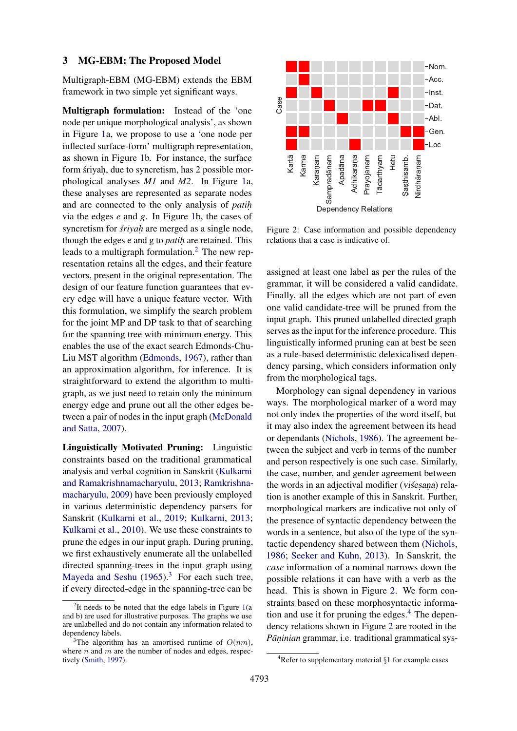## 3 MG-EBM: The Proposed Model

Multigraph-EBM (MG-EBM) extends the EBM framework in two simple yet significant ways.

**Multigraph formulation:** Instead of the 'one node per unique morphological analysis', as shown in Figure 1a, we propose to use a 'one node per inflected surface-form' multigraph representation, as shown in Figure 1b. For instance, the surface form śriyaḥ, due to syncretism, has 2 possible morphological analyses *M1* and *M2*. In Figure 1a, these analyses are represented as separate nodes and are connected to the only analysis of *patiḥ* via the edges *e* and *g*. In Figure 1b, the cases of syncretism for *śriyaḥ* are merged as a single node, though the edges e and g to *patiḥ* are retained. This leads to a multigraph formulation.[2] The new representation retains all the edges, and their feature vectors, present in the original representation. The design of our feature function guarantees that every edge will have a unique feature vector. With this formulation, we simplify the search problem for the joint MP and DP task to that of searching for the spanning tree with minimum energy. This enables the use of the exact search Edmonds-Chu-Liu MST algorithm (Edmonds, 1967), rather than an approximation algorithm, for inference. It is straightforward to extend the algorithm to multigraph, as we just need to retain only the minimum energy edge and prune out all the other edges between a pair of nodes in the input graph (McDonald and Satta, 2007).

**Linguistically Motivated Pruning:** Linguistic constraints based on the traditional grammatical analysis and verbal cognition in Sanskrit (Kulkarni and Ramakrishnamacharyulu, 2013; Ramkrishnamacharyulu, 2009) have been previously employed in various deterministic dependency parsers for Sanskrit (Kulkarni et al., 2019; Kulkarni, 2013; Kulkarni et al., 2010). We use these constraints to prune the edges in our input graph. During pruning, we first exhaustively enumerate all the unlabelled directed spanning-trees in the input graph using Mayeda and Seshu (1965).[3] For each such tree, if every directed-edge in the spanning-tree can be assigned at least one label as per the rules of the grammar, it will be considered a valid candidate. Finally, all the edges which are not part of even one valid candidate-tree will be pruned from the input graph. This pruned unlabelled directed graph serves as the input for the inference procedure. This linguistically informed pruning can at best be seen as a rule-based deterministic delexicalised dependency parsing, which considers information only from the morphological tags.

Figure 2: Case information and possible dependency relations that a case is indicative of.

Morphology can signal dependency in various ways. The morphological marker of a word may not only index the properties of the word itself, but it may also index the agreement between its head or dependants (Nichols, 1986). The agreement between the subject and verb in terms of the number and person respectively is one such case. Similarly, the case, number, and gender agreement between the words in an adjectival modifier (*viśeṣaṇa*) relation is another example of this in Sanskrit. Further, morphological markers are indicative not only of the presence of syntactic dependency between the words in a sentence, but also of the type of the syntactic dependency shared between them (Nichols, 1986; Seeker and Kuhn, 2013). In Sanskrit, the *case* information of a nominal narrows down the possible relations it can have with a verb as the head. This is shown in Figure 2. We form constraints based on these morphosyntactic information and use it for pruning the edges.[4] The dependency relations shown in Figure 2 are rooted in the *Pāṇinian* grammar, i.e. traditional grammatical sys-

---

[2] It needs to be noted that the edge labels in Figure 1(a and b) are used for illustrative purposes. The graphs we use are unlabelled and do not contain any information related to dependency labels.

[3] The algorithm has an amortised runtime of $O(nm)$, where $n$ and $m$ are the number of nodes and edges, respectively (Smith, 1997).

[4] Refer to supplementary material §1 for example cases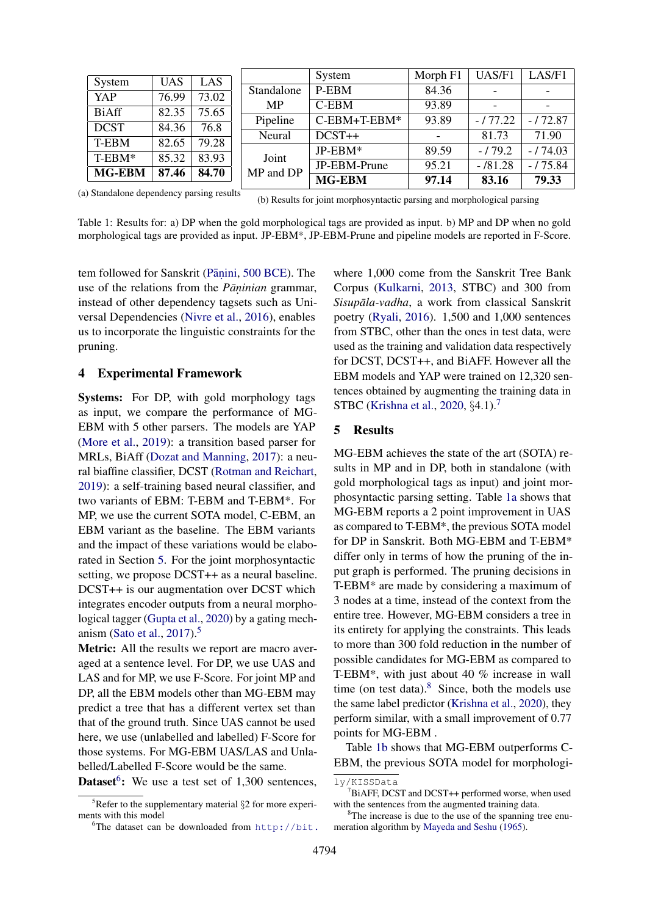| System | UAS | LAS |
|---|---|---|
| YAP | 76.99 | 73.02 |
| BiAff | 82.35 | 75.65 |
| DCST | 84.36 | 76.8 |
| T-EBM | 82.65 | 79.28 |
| T-EBM* | 85.32 | 83.93 |
| **MG-EBM** | **87.46** | **84.70** |

(a) Standalone dependency parsing results

| | System | Morph F1 | UAS/F1 | LAS/F1 |
|---|---|---|---|---|
| Standalone MP | P-EBM | 84.36 | - | - |
| | C-EBM | 93.89 | - | - |
| Pipeline | C-EBM+T-EBM* | 93.89 | - / 77.22 | - / 72.87 |
| Neural | DCST++ | - | 81.73 | 71.90 |
| Joint MP and DP | JP-EBM* | 89.59 | - / 79.2 | - / 74.03 |
| | JP-EBM-Prune | 95.21 | - /81.28 | - / 75.84 |
| | **MG-EBM** | **97.14** | **83.16** | **79.33** |

(b) Results for joint morphosyntactic parsing and morphological parsing

Table 1: Results for: a) DP when the gold morphological tags are provided as input. b) MP and DP when no gold morphological tags are provided as input. JP-EBM*, JP-EBM-Prune and pipeline models are reported in F-Score.

tem followed for Sanskrit (Pāṇini, 500 BCE). The use of the relations from the *Pāṇinian* grammar, instead of other dependency tagsets such as Universal Dependencies (Nivre et al., 2016), enables us to incorporate the linguistic constraints for the pruning.

## 4 Experimental Framework

**Systems:** For DP, with gold morphology tags as input, we compare the performance of MG-EBM with 5 other parsers. The models are YAP (More et al., 2019): a transition based parser for MRLs, BiAff (Dozat and Manning, 2017): a neural biaffine classifier, DCST (Rotman and Reichart, 2019): a self-training based neural classifier, and two variants of EBM: T-EBM and T-EBM*. For MP, we use the current SOTA model, C-EBM, an EBM variant as the baseline. The EBM variants and the impact of these variations would be elaborated in Section 5. For the joint morphosyntactic setting, we propose DCST++ as a neural baseline. DCST++ is our augmentation over DCST which integrates encoder outputs from a neural morphological tagger (Gupta et al., 2020) by a gating mechanism (Sato et al., 2017).[5]

**Metric:** All the results we report are macro averaged at a sentence level. For DP, we use UAS and LAS and for MP, we use F-Score. For joint MP and DP, all the EBM models other than MG-EBM may predict a tree that has a different vertex set than that of the ground truth. Since UAS cannot be used here, we use (unlabelled and labelled) F-Score for those systems. For MG-EBM UAS/LAS and Unlabelled/Labelled F-Score would be the same.

**Dataset**[6]**:** We use a test set of 1,300 sentences, where 1,000 come from the Sanskrit Tree Bank Corpus (Kulkarni, 2013, STBC) and 300 from *Sisupāla-vadha*, a work from classical Sanskrit poetry (Ryali, 2016). 1,500 and 1,000 sentences from STBC, other than the ones in test data, were used as the training and validation data respectively for DCST, DCST++, and BiAFF. However all the EBM models and YAP were trained on 12,320 sentences obtained by augmenting the training data in STBC (Krishna et al., 2020, §4.1).[7]

## 5 Results

MG-EBM achieves the state of the art (SOTA) results in MP and in DP, both in standalone (with gold morphological tags as input) and joint morphosyntactic parsing setting. Table 1a shows that MG-EBM reports a 2 point improvement in UAS as compared to T-EBM*, the previous SOTA model for DP in Sanskrit. Both MG-EBM and T-EBM* differ only in terms of how the pruning of the input graph is performed. The pruning decisions in T-EBM* are made by considering a maximum of 3 nodes at a time, instead of the context from the entire tree. However, MG-EBM considers a tree in its entirety for applying the constraints. This leads to more than 300 fold reduction in the number of possible candidates for MG-EBM as compared to T-EBM*, with just about 40 % increase in wall time (on test data).[8] Since, both the models use the same label predictor (Krishna et al., 2020), they perform similar, with a small improvement of 0.77 points for MG-EBM .

Table 1b shows that MG-EBM outperforms C-EBM, the previous SOTA model for morphologi-

[5] Refer to the supplementary material §2 for more experiments with this model

[6] The dataset can be downloaded from `http://bit.ly/KISSData`

[7] BiAFF, DCST and DCST++ performed worse, when used with the sentences from the augmented training data.

[8] The increase is due to the use of the spanning tree enumeration algorithm by Mayeda and Seshu (1965).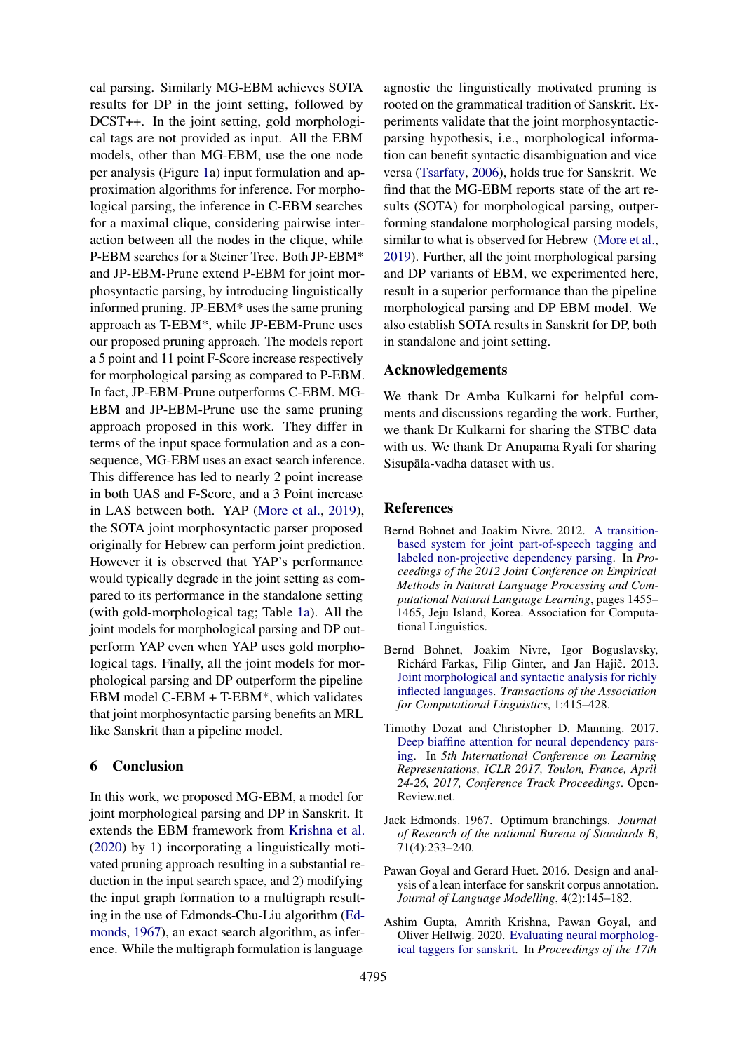cal parsing. Similarly MG-EBM achieves SOTA results for DP in the joint setting, followed by DCST++. In the joint setting, gold morphological tags are not provided as input. All the EBM models, other than MG-EBM, use the one node per analysis (Figure 1a) input formulation and approximation algorithms for inference. For morphological parsing, the inference in C-EBM searches for a maximal clique, considering pairwise interaction between all the nodes in the clique, while P-EBM searches for a Steiner Tree. Both JP-EBM* and JP-EBM-Prune extend P-EBM for joint morphosyntactic parsing, by introducing linguistically informed pruning. JP-EBM* uses the same pruning approach as T-EBM*, while JP-EBM-Prune uses our proposed pruning approach. The models report a 5 point and 11 point F-Score increase respectively for morphological parsing as compared to P-EBM. In fact, JP-EBM-Prune outperforms C-EBM. MG-EBM and JP-EBM-Prune use the same pruning approach proposed in this work. They differ in terms of the input space formulation and as a consequence, MG-EBM uses an exact search inference. This difference has led to nearly 2 point increase in both UAS and F-Score, and a 3 Point increase in LAS between both. YAP (More et al., 2019), the SOTA joint morphosyntactic parser proposed originally for Hebrew can perform joint prediction. However it is observed that YAP's performance would typically degrade in the joint setting as compared to its performance in the standalone setting (with gold-morphological tag; Table 1a). All the joint models for morphological parsing and DP outperform YAP even when YAP uses gold morphological tags. Finally, all the joint models for morphological parsing and DP outperform the pipeline EBM model C-EBM + T-EBM*, which validates that joint morphosyntactic parsing benefits an MRL like Sanskrit than a pipeline model.

## 6 Conclusion

In this work, we proposed MG-EBM, a model for joint morphological parsing and DP in Sanskrit. It extends the EBM framework from Krishna et al. (2020) by 1) incorporating a linguistically motivated pruning approach resulting in a substantial reduction in the input search space, and 2) modifying the input graph formation to a multigraph resulting in the use of Edmonds-Chu-Liu algorithm (Edmonds, 1967), an exact search algorithm, as inference. While the multigraph formulation is language agnostic the linguistically motivated pruning is rooted on the grammatical tradition of Sanskrit. Experiments validate that the joint morphosyntactic-parsing hypothesis, i.e., morphological information can benefit syntactic disambiguation and vice versa (Tsarfaty, 2006), holds true for Sanskrit. We find that the MG-EBM reports state of the art results (SOTA) for morphological parsing, outperforming standalone morphological parsing models, similar to what is observed for Hebrew (More et al., 2019). Further, all the joint morphological parsing and DP variants of EBM, we experimented here, result in a superior performance than the pipeline morphological parsing and DP EBM model. We also establish SOTA results in Sanskrit for DP, both in standalone and joint setting.

## Acknowledgements

We thank Dr Amba Kulkarni for helpful comments and discussions regarding the work. Further, we thank Dr Kulkarni for sharing the STBC data with us. We thank Dr Anupama Ryali for sharing Sisupāla-vadha dataset with us.

## References

Bernd Bohnet and Joakim Nivre. 2012. A transition-based system for joint part-of-speech tagging and labeled non-projective dependency parsing. In *Proceedings of the 2012 Joint Conference on Empirical Methods in Natural Language Processing and Computational Natural Language Learning*, pages 1455–1465, Jeju Island, Korea. Association for Computational Linguistics.

Bernd Bohnet, Joakim Nivre, Igor Boguslavsky, Richárd Farkas, Filip Ginter, and Jan Hajič. 2013. Joint morphological and syntactic analysis for richly inflected languages. *Transactions of the Association for Computational Linguistics*, 1:415–428.

Timothy Dozat and Christopher D. Manning. 2017. Deep biaffine attention for neural dependency parsing. In *5th International Conference on Learning Representations, ICLR 2017, Toulon, France, April 24-26, 2017, Conference Track Proceedings*. OpenReview.net.

Jack Edmonds. 1967. Optimum branchings. *Journal of Research of the national Bureau of Standards B*, 71(4):233–240.

Pawan Goyal and Gerard Huet. 2016. Design and analysis of a lean interface for sanskrit corpus annotation. *Journal of Language Modelling*, 4(2):145–182.

Ashim Gupta, Amrith Krishna, Pawan Goyal, and Oliver Hellwig. 2020. Evaluating neural morphological taggers for sanskrit. In *Proceedings of the 17th*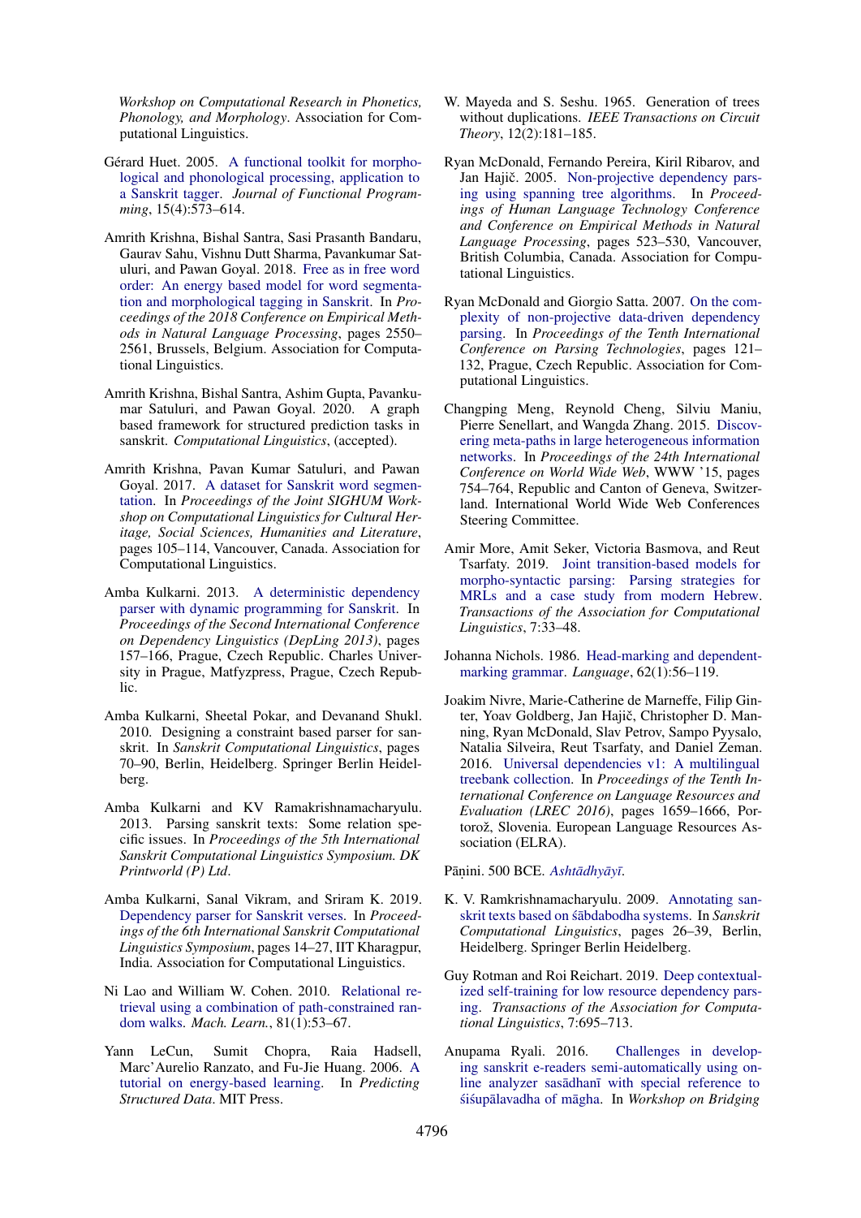*Workshop on Computational Research in Phonetics, Phonology, and Morphology*. Association for Computational Linguistics.

Gérard Huet. 2005. A functional toolkit for morphological and phonological processing, application to a Sanskrit tagger. *Journal of Functional Programming*, 15(4):573–614.

Amrith Krishna, Bishal Santra, Sasi Prasanth Bandaru, Gaurav Sahu, Vishnu Dutt Sharma, Pavankumar Satuluri, and Pawan Goyal. 2018. Free as in free word order: An energy based model for word segmentation and morphological tagging in Sanskrit. In *Proceedings of the 2018 Conference on Empirical Methods in Natural Language Processing*, pages 2550–2561, Brussels, Belgium. Association for Computational Linguistics.

Amrith Krishna, Bishal Santra, Ashim Gupta, Pavankumar Satuluri, and Pawan Goyal. 2020. A graph based framework for structured prediction tasks in sanskrit. *Computational Linguistics*, (accepted).

Amrith Krishna, Pavan Kumar Satuluri, and Pawan Goyal. 2017. A dataset for Sanskrit word segmentation. In *Proceedings of the Joint SIGHUM Workshop on Computational Linguistics for Cultural Heritage, Social Sciences, Humanities and Literature*, pages 105–114, Vancouver, Canada. Association for Computational Linguistics.

Amba Kulkarni. 2013. A deterministic dependency parser with dynamic programming for Sanskrit. In *Proceedings of the Second International Conference on Dependency Linguistics (DepLing 2013)*, pages 157–166, Prague, Czech Republic. Charles University in Prague, Matfyzpress, Prague, Czech Republic.

Amba Kulkarni, Sheetal Pokar, and Devanand Shukl. 2010. Designing a constraint based parser for sanskrit. In *Sanskrit Computational Linguistics*, pages 70–90, Berlin, Heidelberg. Springer Berlin Heidelberg.

Amba Kulkarni and KV Ramakrishnamacharyulu. 2013. Parsing sanskrit texts: Some relation specific issues. In *Proceedings of the 5th International Sanskrit Computational Linguistics Symposium. DK Printworld (P) Ltd*.

Amba Kulkarni, Sanal Vikram, and Sriram K. 2019. Dependency parser for Sanskrit verses. In *Proceedings of the 6th International Sanskrit Computational Linguistics Symposium*, pages 14–27, IIT Kharagpur, India. Association for Computational Linguistics.

Ni Lao and William W. Cohen. 2010. Relational retrieval using a combination of path-constrained random walks. *Mach. Learn.*, 81(1):53–67.

Yann LeCun, Sumit Chopra, Raia Hadsell, Marc'Aurelio Ranzato, and Fu-Jie Huang. 2006. A tutorial on energy-based learning. In *Predicting Structured Data*. MIT Press.

W. Mayeda and S. Seshu. 1965. Generation of trees without duplications. *IEEE Transactions on Circuit Theory*, 12(2):181–185.

Ryan McDonald, Fernando Pereira, Kiril Ribarov, and Jan Hajič. 2005. Non-projective dependency parsing using spanning tree algorithms. In *Proceedings of Human Language Technology Conference and Conference on Empirical Methods in Natural Language Processing*, pages 523–530, Vancouver, British Columbia, Canada. Association for Computational Linguistics.

Ryan McDonald and Giorgio Satta. 2007. On the complexity of non-projective data-driven dependency parsing. In *Proceedings of the Tenth International Conference on Parsing Technologies*, pages 121–132, Prague, Czech Republic. Association for Computational Linguistics.

Changping Meng, Reynold Cheng, Silviu Maniu, Pierre Senellart, and Wangda Zhang. 2015. Discovering meta-paths in large heterogeneous information networks. In *Proceedings of the 24th International Conference on World Wide Web*, WWW '15, pages 754–764, Republic and Canton of Geneva, Switzerland. International World Wide Web Conferences Steering Committee.

Amir More, Amit Seker, Victoria Basmova, and Reut Tsarfaty. 2019. Joint transition-based models for morpho-syntactic parsing: Parsing strategies for MRLs and a case study from modern Hebrew. *Transactions of the Association for Computational Linguistics*, 7:33–48.

Johanna Nichols. 1986. Head-marking and dependent-marking grammar. *Language*, 62(1):56–119.

Joakim Nivre, Marie-Catherine de Marneffe, Filip Ginter, Yoav Goldberg, Jan Hajič, Christopher D. Manning, Ryan McDonald, Slav Petrov, Sampo Pyysalo, Natalia Silveira, Reut Tsarfaty, and Daniel Zeman. 2016. Universal dependencies v1: A multilingual treebank collection. In *Proceedings of the Tenth International Conference on Language Resources and Evaluation (LREC 2016)*, pages 1659–1666, Portorož, Slovenia. European Language Resources Association (ELRA).

Pāṇini. 500 BCE. *Ashtādhyāyī*.

K. V. Ramkrishnamacharyulu. 2009. Annotating sanskrit texts based on śābdabodha systems. In *Sanskrit Computational Linguistics*, pages 26–39, Berlin, Heidelberg. Springer Berlin Heidelberg.

Guy Rotman and Roi Reichart. 2019. Deep contextualized self-training for low resource dependency parsing. *Transactions of the Association for Computational Linguistics*, 7:695–713.

Anupama Ryali. 2016. Challenges in developing sanskrit e-readers semi-automatically using online analyzer sasādhanī with special reference to śiśupālavadha of māgha. In *Workshop on Bridging*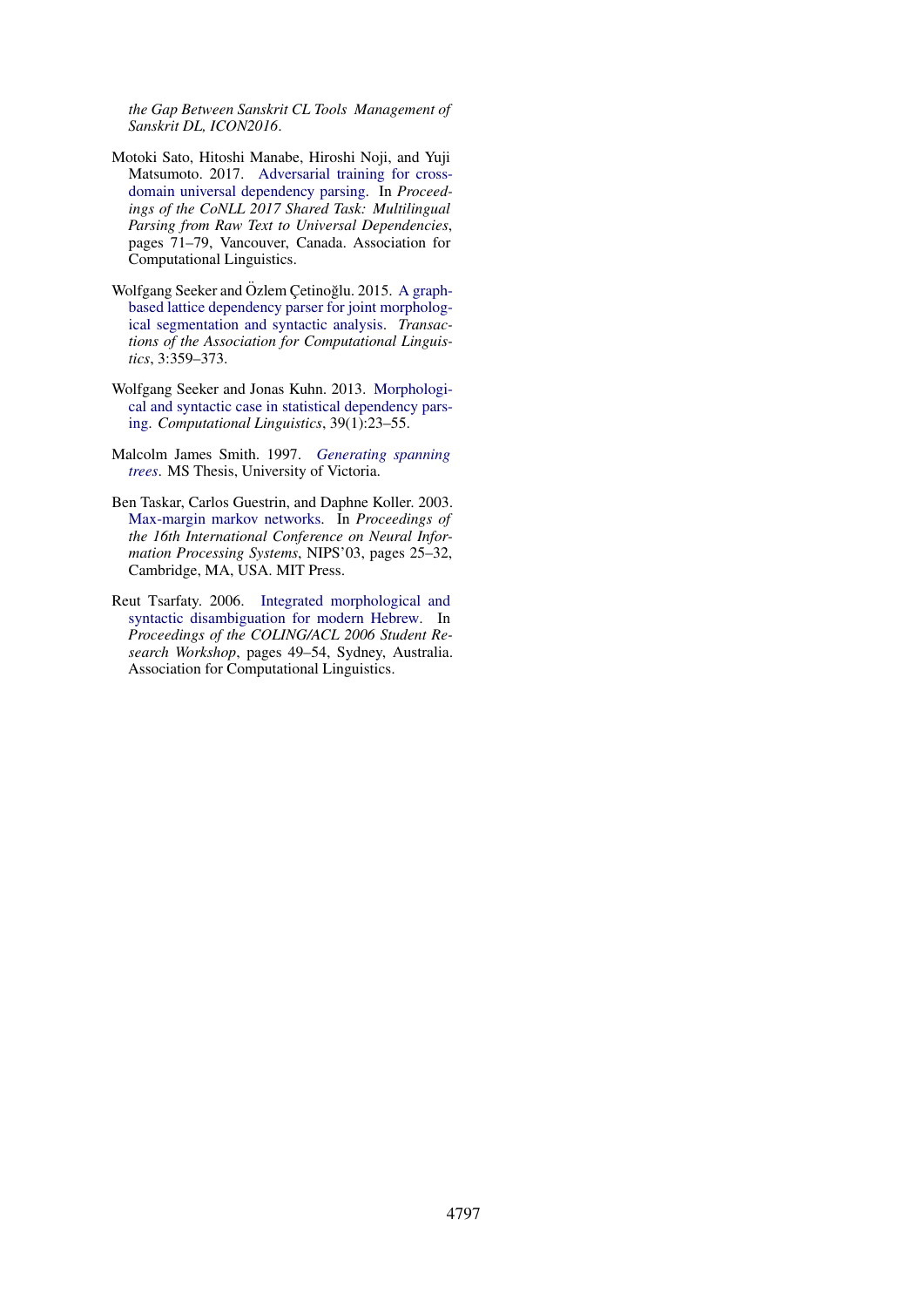*the Gap Between Sanskrit CL Tools Management of Sanskrit DL, ICON2016*.

Motoki Sato, Hitoshi Manabe, Hiroshi Noji, and Yuji Matsumoto. 2017. Adversarial training for cross-domain universal dependency parsing. In *Proceedings of the CoNLL 2017 Shared Task: Multilingual Parsing from Raw Text to Universal Dependencies*, pages 71–79, Vancouver, Canada. Association for Computational Linguistics.

Wolfgang Seeker and Özlem Çetinoğlu. 2015. A graph-based lattice dependency parser for joint morphological segmentation and syntactic analysis. *Transactions of the Association for Computational Linguistics*, 3:359–373.

Wolfgang Seeker and Jonas Kuhn. 2013. Morphological and syntactic case in statistical dependency parsing. *Computational Linguistics*, 39(1):23–55.

Malcolm James Smith. 1997. *Generating spanning trees*. MS Thesis, University of Victoria.

Ben Taskar, Carlos Guestrin, and Daphne Koller. 2003. Max-margin markov networks. In *Proceedings of the 16th International Conference on Neural Information Processing Systems*, NIPS'03, pages 25–32, Cambridge, MA, USA. MIT Press.

Reut Tsarfaty. 2006. Integrated morphological and syntactic disambiguation for modern Hebrew. In *Proceedings of the COLING/ACL 2006 Student Research Workshop*, pages 49–54, Sydney, Australia. Association for Computational Linguistics.